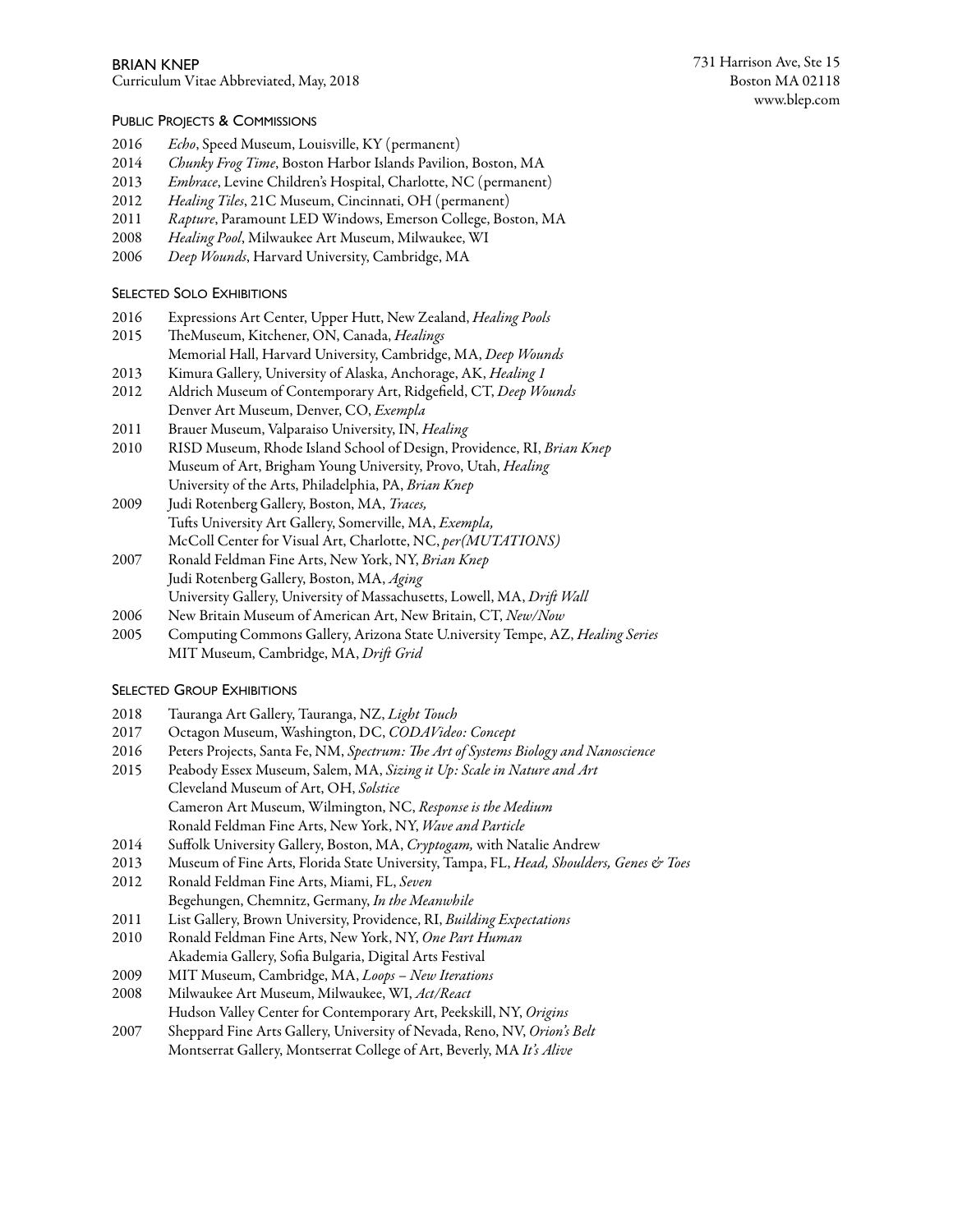# BRIAN KNEP

Curriculum Vitae Abbreviated, May, 2018

731 Harrison Ave, Ste 15
Boston MA 02118
www.blep.com

## Public Projects & Commissions

2016 *Echo*, Speed Museum, Louisville, KY (permanent)
2014 *Chunky Frog Time*, Boston Harbor Islands Pavilion, Boston, MA
2013 *Embrace*, Levine Children's Hospital, Charlotte, NC (permanent)
2012 *Healing Tiles*, 21C Museum, Cincinnati, OH (permanent)
2011 *Rapture*, Paramount LED Windows, Emerson College, Boston, MA
2008 *Healing Pool*, Milwaukee Art Museum, Milwaukee, WI
2006 *Deep Wounds*, Harvard University, Cambridge, MA

## Selected Solo Exhibitions

2016 Expressions Art Center, Upper Hutt, New Zealand, *Healing Pools*
2015 TheMuseum, Kitchener, ON, Canada, *Healings*
Memorial Hall, Harvard University, Cambridge, MA, *Deep Wounds*
2013 Kimura Gallery, University of Alaska, Anchorage, AK, *Healing 1*
2012 Aldrich Museum of Contemporary Art, Ridgefield, CT, *Deep Wounds*
Denver Art Museum, Denver, CO, *Exempla*
2011 Brauer Museum, Valparaiso University, IN, *Healing*
2010 RISD Museum, Rhode Island School of Design, Providence, RI, *Brian Knep*
Museum of Art, Brigham Young University, Provo, Utah, *Healing*
University of the Arts, Philadelphia, PA, *Brian Knep*
2009 Judi Rotenberg Gallery, Boston, MA, *Traces,*
Tufts University Art Gallery, Somerville, MA, *Exempla,*
McColl Center for Visual Art, Charlotte, NC, *per(MUTATIONS)*
2007 Ronald Feldman Fine Arts, New York, NY, *Brian Knep*
Judi Rotenberg Gallery, Boston, MA, *Aging*
University Gallery, University of Massachusetts, Lowell, MA, *Drift Wall*
2006 New Britain Museum of American Art, New Britain, CT, *New/Now*
2005 Computing Commons Gallery, Arizona State U.niversity Tempe, AZ, *Healing Series*
MIT Museum, Cambridge, MA, *Drift Grid*

## Selected Group Exhibitions

2018 Tauranga Art Gallery, Tauranga, NZ, *Light Touch*
2017 Octagon Museum, Washington, DC, *CODAVideo: Concept*
2016 Peters Projects, Santa Fe, NM, *Spectrum: The Art of Systems Biology and Nanoscience*
2015 Peabody Essex Museum, Salem, MA, *Sizing it Up: Scale in Nature and Art*
Cleveland Museum of Art, OH, *Solstice*
Cameron Art Museum, Wilmington, NC, *Response is the Medium*
Ronald Feldman Fine Arts, New York, NY, *Wave and Particle*
2014 Suffolk University Gallery, Boston, MA, *Cryptogam,* with Natalie Andrew
2013 Museum of Fine Arts, Florida State University, Tampa, FL, *Head, Shoulders, Genes & Toes*
2012 Ronald Feldman Fine Arts, Miami, FL, *Seven*
Begehungen, Chemnitz, Germany, *In the Meanwhile*
2011 List Gallery, Brown University, Providence, RI, *Building Expectations*
2010 Ronald Feldman Fine Arts, New York, NY, *One Part Human*
Akademia Gallery, Sofia Bulgaria, Digital Arts Festival
2009 MIT Museum, Cambridge, MA, *Loops – New Iterations*
2008 Milwaukee Art Museum, Milwaukee, WI, *Act/React*
Hudson Valley Center for Contemporary Art, Peekskill, NY, *Origins*
2007 Sheppard Fine Arts Gallery, University of Nevada, Reno, NV, *Orion's Belt*
Montserrat Gallery, Montserrat College of Art, Beverly, MA *It's Alive*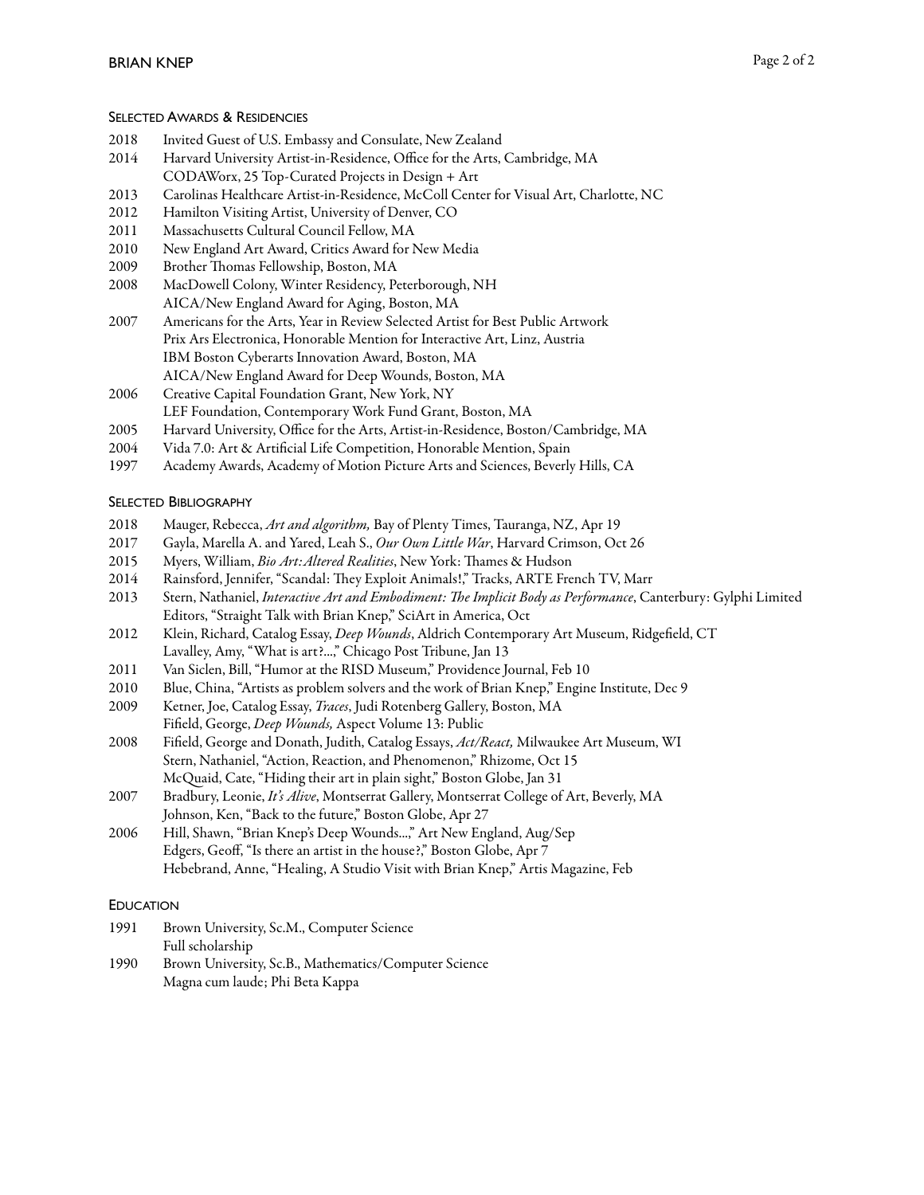## Selected Awards & Residencies

2018 Invited Guest of U.S. Embassy and Consulate, New Zealand

2014 Harvard University Artist-in-Residence, Office for the Arts, Cambridge, MA
CODAWorx, 25 Top-Curated Projects in Design + Art

2013 Carolinas Healthcare Artist-in-Residence, McColl Center for Visual Art, Charlotte, NC

2012 Hamilton Visiting Artist, University of Denver, CO

2011 Massachusetts Cultural Council Fellow, MA

2010 New England Art Award, Critics Award for New Media

2009 Brother Thomas Fellowship, Boston, MA

2008 MacDowell Colony, Winter Residency, Peterborough, NH
AICA/New England Award for Aging, Boston, MA

2007 Americans for the Arts, Year in Review Selected Artist for Best Public Artwork
Prix Ars Electronica, Honorable Mention for Interactive Art, Linz, Austria
IBM Boston Cyberarts Innovation Award, Boston, MA
AICA/New England Award for Deep Wounds, Boston, MA

2006 Creative Capital Foundation Grant, New York, NY
LEF Foundation, Contemporary Work Fund Grant, Boston, MA

2005 Harvard University, Office for the Arts, Artist-in-Residence, Boston/Cambridge, MA

2004 Vida 7.0: Art & Artificial Life Competition, Honorable Mention, Spain

1997 Academy Awards, Academy of Motion Picture Arts and Sciences, Beverly Hills, CA

## Selected Bibliography

2018 Mauger, Rebecca, *Art and algorithm,* Bay of Plenty Times, Tauranga, NZ, Apr 19

2017 Gayla, Marella A. and Yared, Leah S., *Our Own Little War*, Harvard Crimson, Oct 26

2015 Myers, William, *Bio Art: Altered Realities*, New York: Thames & Hudson

2014 Rainsford, Jennifer, "Scandal: They Exploit Animals!," Tracks, ARTE French TV, Marr

2013 Stern, Nathaniel, *Interactive Art and Embodiment: The Implicit Body as Performance*, Canterbury: Gylphi Limited
Editors, "Straight Talk with Brian Knep," SciArt in America, Oct

2012 Klein, Richard, Catalog Essay, *Deep Wounds*, Aldrich Contemporary Art Museum, Ridgefield, CT
Lavalley, Amy, "What is art?...," Chicago Post Tribune, Jan 13

2011 Van Siclen, Bill, "Humor at the RISD Museum," Providence Journal, Feb 10

2010 Blue, China, "Artists as problem solvers and the work of Brian Knep," Engine Institute, Dec 9

2009 Ketner, Joe, Catalog Essay, *Traces*, Judi Rotenberg Gallery, Boston, MA
Fifield, George, *Deep Wounds,* Aspect Volume 13: Public

2008 Fifield, George and Donath, Judith, Catalog Essays, *Act/React,* Milwaukee Art Museum, WI
Stern, Nathaniel, "Action, Reaction, and Phenomenon," Rhizome, Oct 15
McQuaid, Cate, "Hiding their art in plain sight," Boston Globe, Jan 31

2007 Bradbury, Leonie, *It's Alive*, Montserrat Gallery, Montserrat College of Art, Beverly, MA
Johnson, Ken, "Back to the future," Boston Globe, Apr 27

2006 Hill, Shawn, "Brian Knep's Deep Wounds...," Art New England, Aug/Sep
Edgers, Geoff, "Is there an artist in the house?," Boston Globe, Apr 7
Hebebrand, Anne, "Healing, A Studio Visit with Brian Knep," Artis Magazine, Feb

## Education

1991 Brown University, Sc.M., Computer Science
Full scholarship

1990 Brown University, Sc.B., Mathematics/Computer Science
Magna cum laude; Phi Beta Kappa